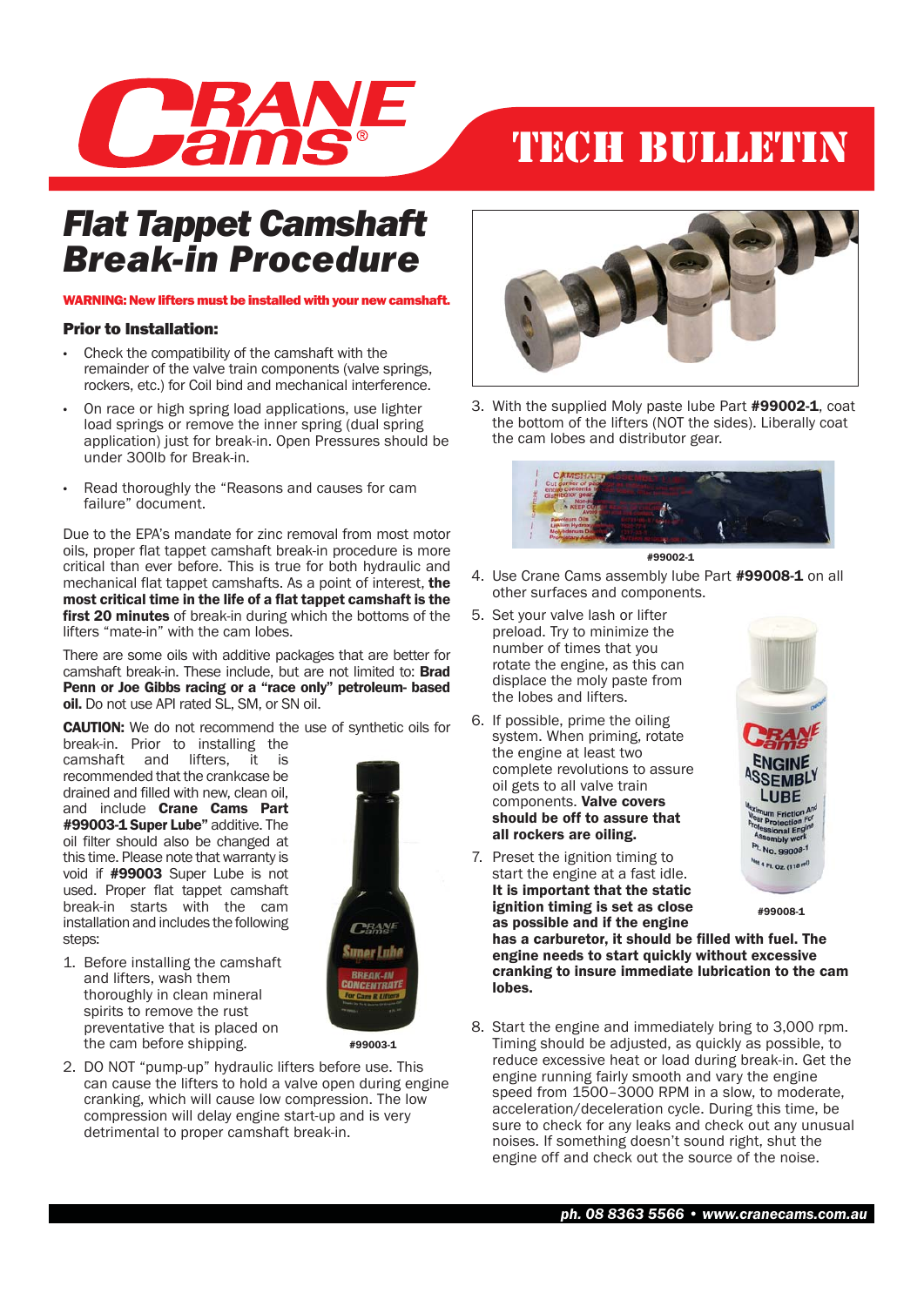CRANE Cams®

TECH BULLETIN

# Flat Tappet Camshaft Break-in Procedure

**WARNING: New lifters must be installed with your new camshaft.**

### Prior to Installation:

- Check the compatibility of the camshaft with the remainder of the valve train components (valve springs, rockers, etc.) for Coil bind and mechanical interference.
- On race or high spring load applications, use lighter load springs or remove the inner spring (dual spring application) just for break-in. Open Pressures should be under 300lb for Break-in.
- Read thoroughly the "Reasons and causes for cam failure" document.

Due to the EPA's mandate for zinc removal from most motor oils, proper flat tappet camshaft break-in procedure is more critical than ever before. This is true for both hydraulic and mechanical flat tappet camshafts. As a point of interest, **the most critical time in the life of a flat tappet camshaft is the first 20 minutes** of break-in during which the bottoms of the lifters "mate-in" with the cam lobes.

There are some oils with additive packages that are better for camshaft break-in. These include, but are not limited to: **Brad Penn or Joe Gibbs racing or a "race only" petroleum- based oil.** Do not use API rated SL, SM, or SN oil.

**CAUTION:** We do not recommend the use of synthetic oils for break-in. Prior to installing the camshaft and lifters, it is recommended that the crankcase be drained and filled with new, clean oil, and include **Crane Cams Part #99003-1 Super Lube"** additive. The oil filter should also be changed at this time. Please note that warranty is void if **#99003** Super Lube is not used. Proper flat tappet camshaft break-in starts with the cam installation and includes the following steps:

#99003-1

1. Before installing the camshaft and lifters, wash them thoroughly in clean mineral spirits to remove the rust preventative that is placed on the cam before shipping.
2. DO NOT "pump-up" hydraulic lifters before use. This can cause the lifters to hold a valve open during engine cranking, which will cause low compression. The low compression will delay engine start-up and is very detrimental to proper camshaft break-in.
3. With the supplied Moly paste lube Part **#99002-1**, coat the bottom of the lifters (NOT the sides). Liberally coat the cam lobes and distributor gear.

#99002-1

4. Use Crane Cams assembly lube Part **#99008-1** on all other surfaces and components.
5. Set your valve lash or lifter preload. Try to minimize the number of times that you rotate the engine, as this can displace the moly paste from the lobes and lifters.
6. If possible, prime the oiling system. When priming, rotate the engine at least two complete revolutions to assure oil gets to all valve train components. **Valve covers should be off to assure that all rockers are oiling.**
7. Preset the ignition timing to start the engine at a fast idle. **It is important that the static ignition timing is set as close as possible and if the engine has a carburetor, it should be filled with fuel. The engine needs to start quickly without excessive cranking to insure immediate lubrication to the cam lobes.**

#99008-1

8. Start the engine and immediately bring to 3,000 rpm. Timing should be adjusted, as quickly as possible, to reduce excessive heat or load during break-in. Get the engine running fairly smooth and vary the engine speed from 1500–3000 RPM in a slow, to moderate, acceleration/deceleration cycle. During this time, be sure to check for any leaks and check out any unusual noises. If something doesn't sound right, shut the engine off and check out the source of the noise.

*ph. 08 8363 5566 • www.cranecams.com.au*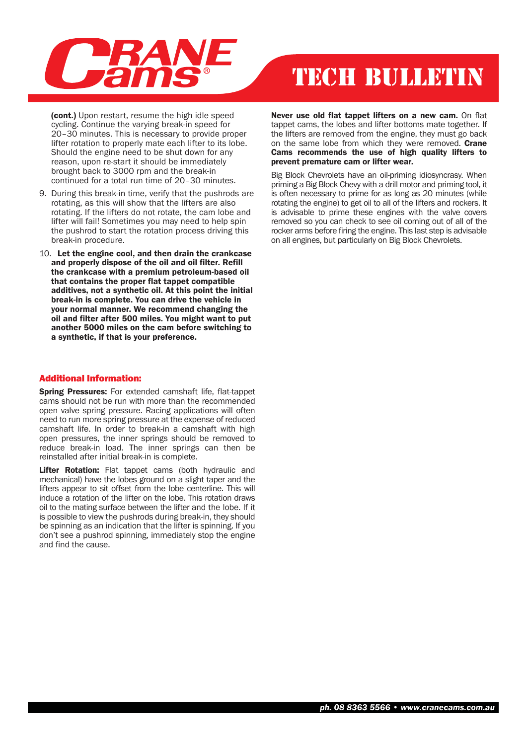**(cont.)** Upon restart, resume the high idle speed cycling. Continue the varying break-in speed for 20–30 minutes. This is necessary to provide proper lifter rotation to properly mate each lifter to its lobe. Should the engine need to be shut down for any reason, upon re-start it should be immediately brought back to 3000 rpm and the break-in continued for a total run time of 20–30 minutes.

9. During this break-in time, verify that the pushrods are rotating, as this will show that the lifters are also rotating. If the lifters do not rotate, the cam lobe and lifter will fail! Sometimes you may need to help spin the pushrod to start the rotation process driving this break-in procedure.
10. **Let the engine cool, and then drain the crankcase and properly dispose of the oil and oil filter. Refill the crankcase with a premium petroleum-based oil that contains the proper flat tappet compatible additives, not a synthetic oil. At this point the initial break-in is complete. You can drive the vehicle in your normal manner. We recommend changing the oil and filter after 500 miles. You might want to put another 5000 miles on the cam before switching to a synthetic, if that is your preference.**

## Additional Information:

**Spring Pressures:** For extended camshaft life, flat-tappet cams should not be run with more than the recommended open valve spring pressure. Racing applications will often need to run more spring pressure at the expense of reduced camshaft life. In order to break-in a camshaft with high open pressures, the inner springs should be removed to reduce break-in load. The inner springs can then be reinstalled after initial break-in is complete.

**Lifter Rotation:** Flat tappet cams (both hydraulic and mechanical) have the lobes ground on a slight taper and the lifters appear to sit offset from the lobe centerline. This will induce a rotation of the lifter on the lobe. This rotation draws oil to the mating surface between the lifter and the lobe. If it is possible to view the pushrods during break-in, they should be spinning as an indication that the lifter is spinning. If you don't see a pushrod spinning, immediately stop the engine and find the cause.

**Never use old flat tappet lifters on a new cam.** On flat tappet cams, the lobes and lifter bottoms mate together. If the lifters are removed from the engine, they must go back on the same lobe from which they were removed. **Crane Cams recommends the use of high quality lifters to prevent premature cam or lifter wear.**

Big Block Chevrolets have an oil-priming idiosyncrasy. When priming a Big Block Chevy with a drill motor and priming tool, it is often necessary to prime for as long as 20 minutes (while rotating the engine) to get oil to all of the lifters and rockers. It is advisable to prime these engines with the valve covers removed so you can check to see oil coming out of all of the rocker arms before firing the engine. This last step is advisable on all engines, but particularly on Big Block Chevrolets.